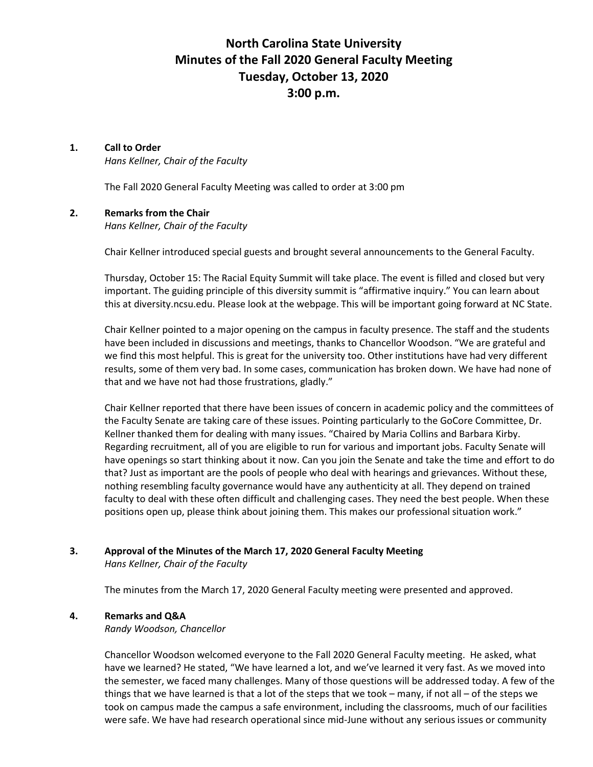# North Carolina State University
# Minutes of the Fall 2020 General Faculty Meeting
# Tuesday, October 13, 2020
# 3:00 p.m.

## 1. Call to Order

*Hans Kellner, Chair of the Faculty*

The Fall 2020 General Faculty Meeting was called to order at 3:00 pm

## 2. Remarks from the Chair

*Hans Kellner, Chair of the Faculty*

Chair Kellner introduced special guests and brought several announcements to the General Faculty.

Thursday, October 15: The Racial Equity Summit will take place. The event is filled and closed but very important. The guiding principle of this diversity summit is "affirmative inquiry." You can learn about this at diversity.ncsu.edu. Please look at the webpage. This will be important going forward at NC State.

Chair Kellner pointed to a major opening on the campus in faculty presence. The staff and the students have been included in discussions and meetings, thanks to Chancellor Woodson. "We are grateful and we find this most helpful. This is great for the university too. Other institutions have had very different results, some of them very bad. In some cases, communication has broken down. We have had none of that and we have not had those frustrations, gladly."

Chair Kellner reported that there have been issues of concern in academic policy and the committees of the Faculty Senate are taking care of these issues. Pointing particularly to the GoCore Committee, Dr. Kellner thanked them for dealing with many issues. "Chaired by Maria Collins and Barbara Kirby. Regarding recruitment, all of you are eligible to run for various and important jobs. Faculty Senate will have openings so start thinking about it now. Can you join the Senate and take the time and effort to do that? Just as important are the pools of people who deal with hearings and grievances. Without these, nothing resembling faculty governance would have any authenticity at all. They depend on trained faculty to deal with these often difficult and challenging cases. They need the best people. When these positions open up, please think about joining them. This makes our professional situation work."

## 3. Approval of the Minutes of the March 17, 2020 General Faculty Meeting

*Hans Kellner, Chair of the Faculty*

The minutes from the March 17, 2020 General Faculty meeting were presented and approved.

## 4. Remarks and Q&A

*Randy Woodson, Chancellor*

Chancellor Woodson welcomed everyone to the Fall 2020 General Faculty meeting. He asked, what have we learned? He stated, "We have learned a lot, and we've learned it very fast. As we moved into the semester, we faced many challenges. Many of those questions will be addressed today. A few of the things that we have learned is that a lot of the steps that we took – many, if not all – of the steps we took on campus made the campus a safe environment, including the classrooms, much of our facilities were safe. We have had research operational since mid-June without any serious issues or community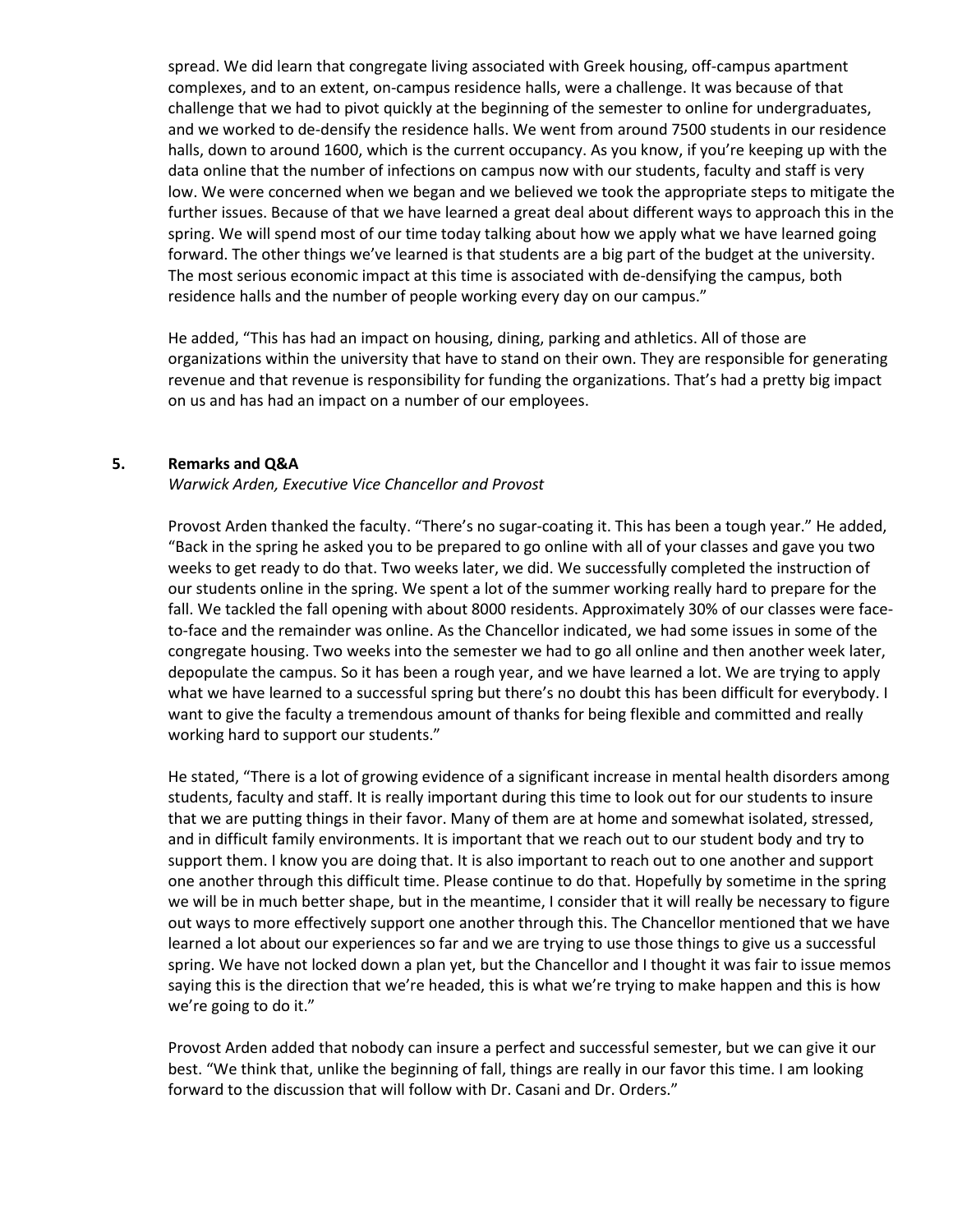spread. We did learn that congregate living associated with Greek housing, off-campus apartment complexes, and to an extent, on-campus residence halls, were a challenge. It was because of that challenge that we had to pivot quickly at the beginning of the semester to online for undergraduates, and we worked to de-densify the residence halls. We went from around 7500 students in our residence halls, down to around 1600, which is the current occupancy. As you know, if you're keeping up with the data online that the number of infections on campus now with our students, faculty and staff is very low. We were concerned when we began and we believed we took the appropriate steps to mitigate the further issues. Because of that we have learned a great deal about different ways to approach this in the spring. We will spend most of our time today talking about how we apply what we have learned going forward. The other things we've learned is that students are a big part of the budget at the university. The most serious economic impact at this time is associated with de-densifying the campus, both residence halls and the number of people working every day on our campus."

He added, "This has had an impact on housing, dining, parking and athletics. All of those are organizations within the university that have to stand on their own. They are responsible for generating revenue and that revenue is responsibility for funding the organizations. That's had a pretty big impact on us and has had an impact on a number of our employees.

## 5. Remarks and Q&A

*Warwick Arden, Executive Vice Chancellor and Provost*

Provost Arden thanked the faculty. "There's no sugar-coating it. This has been a tough year." He added, "Back in the spring he asked you to be prepared to go online with all of your classes and gave you two weeks to get ready to do that. Two weeks later, we did. We successfully completed the instruction of our students online in the spring. We spent a lot of the summer working really hard to prepare for the fall. We tackled the fall opening with about 8000 residents. Approximately 30% of our classes were face-to-face and the remainder was online. As the Chancellor indicated, we had some issues in some of the congregate housing. Two weeks into the semester we had to go all online and then another week later, depopulate the campus. So it has been a rough year, and we have learned a lot. We are trying to apply what we have learned to a successful spring but there's no doubt this has been difficult for everybody. I want to give the faculty a tremendous amount of thanks for being flexible and committed and really working hard to support our students."

He stated, "There is a lot of growing evidence of a significant increase in mental health disorders among students, faculty and staff. It is really important during this time to look out for our students to insure that we are putting things in their favor. Many of them are at home and somewhat isolated, stressed, and in difficult family environments. It is important that we reach out to our student body and try to support them. I know you are doing that. It is also important to reach out to one another and support one another through this difficult time. Please continue to do that. Hopefully by sometime in the spring we will be in much better shape, but in the meantime, I consider that it will really be necessary to figure out ways to more effectively support one another through this. The Chancellor mentioned that we have learned a lot about our experiences so far and we are trying to use those things to give us a successful spring. We have not locked down a plan yet, but the Chancellor and I thought it was fair to issue memos saying this is the direction that we're headed, this is what we're trying to make happen and this is how we're going to do it."

Provost Arden added that nobody can insure a perfect and successful semester, but we can give it our best. "We think that, unlike the beginning of fall, things are really in our favor this time. I am looking forward to the discussion that will follow with Dr. Casani and Dr. Orders."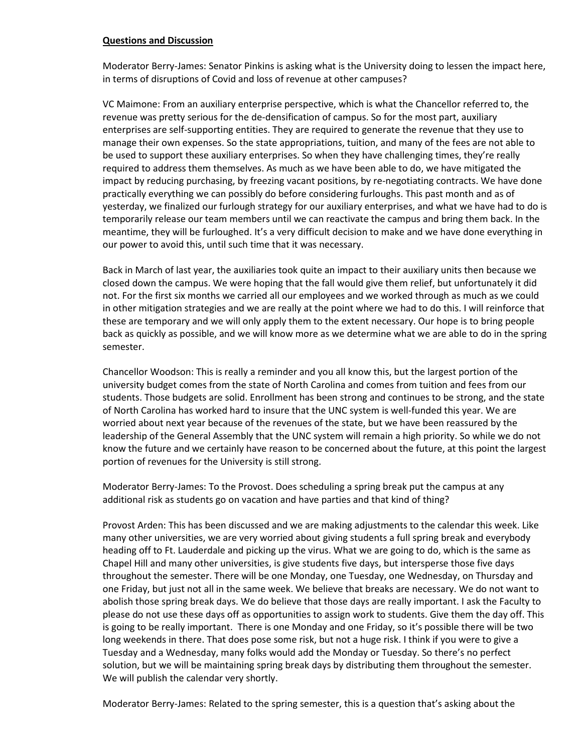**Questions and Discussion**

Moderator Berry-James: Senator Pinkins is asking what is the University doing to lessen the impact here, in terms of disruptions of Covid and loss of revenue at other campuses?

VC Maimone: From an auxiliary enterprise perspective, which is what the Chancellor referred to, the revenue was pretty serious for the de-densification of campus. So for the most part, auxiliary enterprises are self-supporting entities. They are required to generate the revenue that they use to manage their own expenses. So the state appropriations, tuition, and many of the fees are not able to be used to support these auxiliary enterprises. So when they have challenging times, they're really required to address them themselves. As much as we have been able to do, we have mitigated the impact by reducing purchasing, by freezing vacant positions, by re-negotiating contracts. We have done practically everything we can possibly do before considering furloughs. This past month and as of yesterday, we finalized our furlough strategy for our auxiliary enterprises, and what we have had to do is temporarily release our team members until we can reactivate the campus and bring them back. In the meantime, they will be furloughed. It's a very difficult decision to make and we have done everything in our power to avoid this, until such time that it was necessary.

Back in March of last year, the auxiliaries took quite an impact to their auxiliary units then because we closed down the campus. We were hoping that the fall would give them relief, but unfortunately it did not. For the first six months we carried all our employees and we worked through as much as we could in other mitigation strategies and we are really at the point where we had to do this. I will reinforce that these are temporary and we will only apply them to the extent necessary. Our hope is to bring people back as quickly as possible, and we will know more as we determine what we are able to do in the spring semester.

Chancellor Woodson: This is really a reminder and you all know this, but the largest portion of the university budget comes from the state of North Carolina and comes from tuition and fees from our students. Those budgets are solid. Enrollment has been strong and continues to be strong, and the state of North Carolina has worked hard to insure that the UNC system is well-funded this year. We are worried about next year because of the revenues of the state, but we have been reassured by the leadership of the General Assembly that the UNC system will remain a high priority. So while we do not know the future and we certainly have reason to be concerned about the future, at this point the largest portion of revenues for the University is still strong.

Moderator Berry-James: To the Provost. Does scheduling a spring break put the campus at any additional risk as students go on vacation and have parties and that kind of thing?

Provost Arden: This has been discussed and we are making adjustments to the calendar this week. Like many other universities, we are very worried about giving students a full spring break and everybody heading off to Ft. Lauderdale and picking up the virus. What we are going to do, which is the same as Chapel Hill and many other universities, is give students five days, but intersperse those five days throughout the semester. There will be one Monday, one Tuesday, one Wednesday, on Thursday and one Friday, but just not all in the same week. We believe that breaks are necessary. We do not want to abolish those spring break days. We do believe that those days are really important. I ask the Faculty to please do not use these days off as opportunities to assign work to students. Give them the day off. This is going to be really important. There is one Monday and one Friday, so it's possible there will be two long weekends in there. That does pose some risk, but not a huge risk. I think if you were to give a Tuesday and a Wednesday, many folks would add the Monday or Tuesday. So there's no perfect solution, but we will be maintaining spring break days by distributing them throughout the semester. We will publish the calendar very shortly.

Moderator Berry-James: Related to the spring semester, this is a question that's asking about the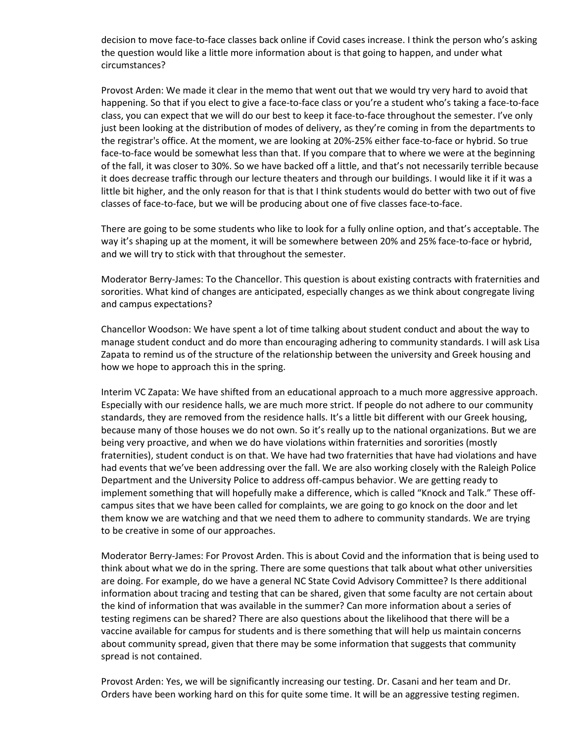decision to move face-to-face classes back online if Covid cases increase. I think the person who's asking the question would like a little more information about is that going to happen, and under what circumstances?

Provost Arden: We made it clear in the memo that went out that we would try very hard to avoid that happening. So that if you elect to give a face-to-face class or you're a student who's taking a face-to-face class, you can expect that we will do our best to keep it face-to-face throughout the semester. I've only just been looking at the distribution of modes of delivery, as they're coming in from the departments to the registrar's office. At the moment, we are looking at 20%-25% either face-to-face or hybrid. So true face-to-face would be somewhat less than that. If you compare that to where we were at the beginning of the fall, it was closer to 30%. So we have backed off a little, and that's not necessarily terrible because it does decrease traffic through our lecture theaters and through our buildings. I would like it if it was a little bit higher, and the only reason for that is that I think students would do better with two out of five classes of face-to-face, but we will be producing about one of five classes face-to-face.

There are going to be some students who like to look for a fully online option, and that's acceptable. The way it's shaping up at the moment, it will be somewhere between 20% and 25% face-to-face or hybrid, and we will try to stick with that throughout the semester.

Moderator Berry-James: To the Chancellor. This question is about existing contracts with fraternities and sororities. What kind of changes are anticipated, especially changes as we think about congregate living and campus expectations?

Chancellor Woodson: We have spent a lot of time talking about student conduct and about the way to manage student conduct and do more than encouraging adhering to community standards. I will ask Lisa Zapata to remind us of the structure of the relationship between the university and Greek housing and how we hope to approach this in the spring.

Interim VC Zapata: We have shifted from an educational approach to a much more aggressive approach. Especially with our residence halls, we are much more strict. If people do not adhere to our community standards, they are removed from the residence halls. It's a little bit different with our Greek housing, because many of those houses we do not own. So it's really up to the national organizations. But we are being very proactive, and when we do have violations within fraternities and sororities (mostly fraternities), student conduct is on that. We have had two fraternities that have had violations and have had events that we've been addressing over the fall. We are also working closely with the Raleigh Police Department and the University Police to address off-campus behavior. We are getting ready to implement something that will hopefully make a difference, which is called "Knock and Talk." These off-campus sites that we have been called for complaints, we are going to go knock on the door and let them know we are watching and that we need them to adhere to community standards. We are trying to be creative in some of our approaches.

Moderator Berry-James: For Provost Arden. This is about Covid and the information that is being used to think about what we do in the spring. There are some questions that talk about what other universities are doing. For example, do we have a general NC State Covid Advisory Committee? Is there additional information about tracing and testing that can be shared, given that some faculty are not certain about the kind of information that was available in the summer? Can more information about a series of testing regimens can be shared? There are also questions about the likelihood that there will be a vaccine available for campus for students and is there something that will help us maintain concerns about community spread, given that there may be some information that suggests that community spread is not contained.

Provost Arden: Yes, we will be significantly increasing our testing. Dr. Casani and her team and Dr. Orders have been working hard on this for quite some time. It will be an aggressive testing regimen.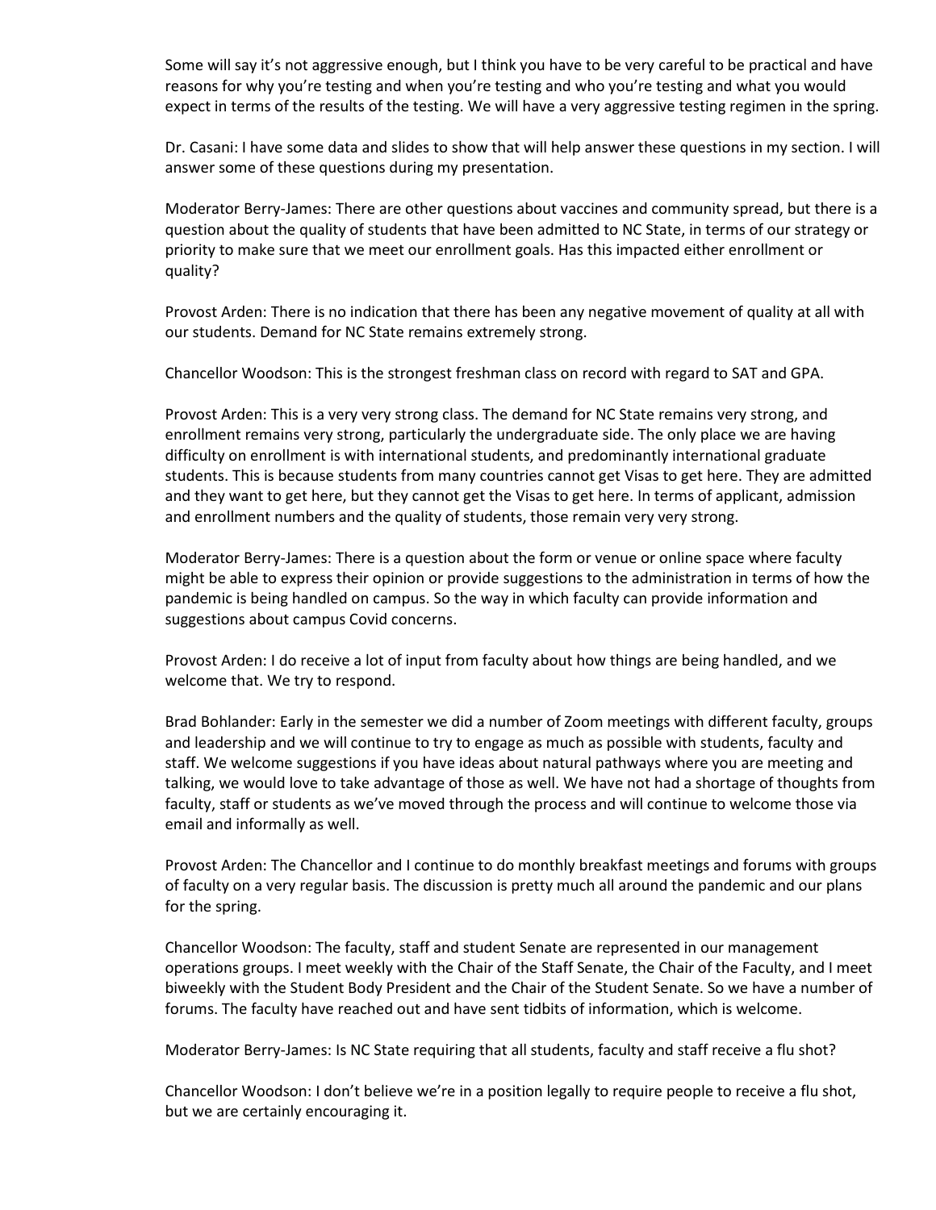Some will say it's not aggressive enough, but I think you have to be very careful to be practical and have reasons for why you're testing and when you're testing and who you're testing and what you would expect in terms of the results of the testing. We will have a very aggressive testing regimen in the spring.

Dr. Casani: I have some data and slides to show that will help answer these questions in my section. I will answer some of these questions during my presentation.

Moderator Berry-James: There are other questions about vaccines and community spread, but there is a question about the quality of students that have been admitted to NC State, in terms of our strategy or priority to make sure that we meet our enrollment goals. Has this impacted either enrollment or quality?

Provost Arden: There is no indication that there has been any negative movement of quality at all with our students. Demand for NC State remains extremely strong.

Chancellor Woodson: This is the strongest freshman class on record with regard to SAT and GPA.

Provost Arden: This is a very very strong class. The demand for NC State remains very strong, and enrollment remains very strong, particularly the undergraduate side. The only place we are having difficulty on enrollment is with international students, and predominantly international graduate students. This is because students from many countries cannot get Visas to get here. They are admitted and they want to get here, but they cannot get the Visas to get here. In terms of applicant, admission and enrollment numbers and the quality of students, those remain very very strong.

Moderator Berry-James: There is a question about the form or venue or online space where faculty might be able to express their opinion or provide suggestions to the administration in terms of how the pandemic is being handled on campus. So the way in which faculty can provide information and suggestions about campus Covid concerns.

Provost Arden: I do receive a lot of input from faculty about how things are being handled, and we welcome that. We try to respond.

Brad Bohlander: Early in the semester we did a number of Zoom meetings with different faculty, groups and leadership and we will continue to try to engage as much as possible with students, faculty and staff. We welcome suggestions if you have ideas about natural pathways where you are meeting and talking, we would love to take advantage of those as well. We have not had a shortage of thoughts from faculty, staff or students as we've moved through the process and will continue to welcome those via email and informally as well.

Provost Arden: The Chancellor and I continue to do monthly breakfast meetings and forums with groups of faculty on a very regular basis. The discussion is pretty much all around the pandemic and our plans for the spring.

Chancellor Woodson: The faculty, staff and student Senate are represented in our management operations groups. I meet weekly with the Chair of the Staff Senate, the Chair of the Faculty, and I meet biweekly with the Student Body President and the Chair of the Student Senate. So we have a number of forums. The faculty have reached out and have sent tidbits of information, which is welcome.

Moderator Berry-James: Is NC State requiring that all students, faculty and staff receive a flu shot?

Chancellor Woodson: I don't believe we're in a position legally to require people to receive a flu shot, but we are certainly encouraging it.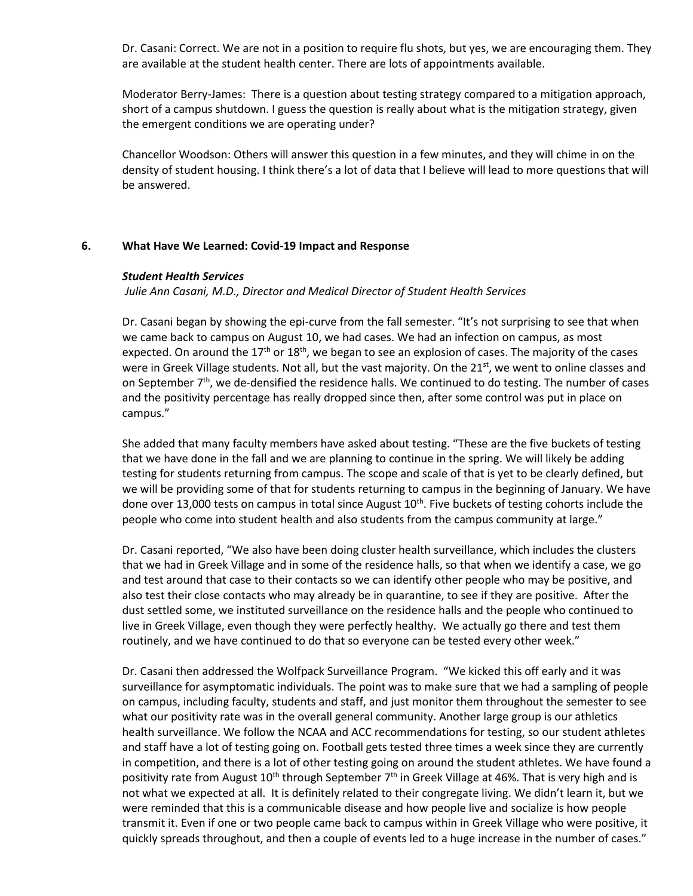Dr. Casani: Correct. We are not in a position to require flu shots, but yes, we are encouraging them. They are available at the student health center. There are lots of appointments available.

Moderator Berry-James: There is a question about testing strategy compared to a mitigation approach, short of a campus shutdown. I guess the question is really about what is the mitigation strategy, given the emergent conditions we are operating under?

Chancellor Woodson: Others will answer this question in a few minutes, and they will chime in on the density of student housing. I think there's a lot of data that I believe will lead to more questions that will be answered.

## 6. What Have We Learned: Covid-19 Impact and Response

***Student Health Services***

*Julie Ann Casani, M.D., Director and Medical Director of Student Health Services*

Dr. Casani began by showing the epi-curve from the fall semester. "It's not surprising to see that when we came back to campus on August 10, we had cases. We had an infection on campus, as most expected. On around the 17th or 18th, we began to see an explosion of cases. The majority of the cases were in Greek Village students. Not all, but the vast majority. On the 21st, we went to online classes and on September 7th, we de-densified the residence halls. We continued to do testing. The number of cases and the positivity percentage has really dropped since then, after some control was put in place on campus."

She added that many faculty members have asked about testing. "These are the five buckets of testing that we have done in the fall and we are planning to continue in the spring. We will likely be adding testing for students returning from campus. The scope and scale of that is yet to be clearly defined, but we will be providing some of that for students returning to campus in the beginning of January. We have done over 13,000 tests on campus in total since August 10th. Five buckets of testing cohorts include the people who come into student health and also students from the campus community at large."

Dr. Casani reported, "We also have been doing cluster health surveillance, which includes the clusters that we had in Greek Village and in some of the residence halls, so that when we identify a case, we go and test around that case to their contacts so we can identify other people who may be positive, and also test their close contacts who may already be in quarantine, to see if they are positive. After the dust settled some, we instituted surveillance on the residence halls and the people who continued to live in Greek Village, even though they were perfectly healthy. We actually go there and test them routinely, and we have continued to do that so everyone can be tested every other week."

Dr. Casani then addressed the Wolfpack Surveillance Program. "We kicked this off early and it was surveillance for asymptomatic individuals. The point was to make sure that we had a sampling of people on campus, including faculty, students and staff, and just monitor them throughout the semester to see what our positivity rate was in the overall general community. Another large group is our athletics health surveillance. We follow the NCAA and ACC recommendations for testing, so our student athletes and staff have a lot of testing going on. Football gets tested three times a week since they are currently in competition, and there is a lot of other testing going on around the student athletes. We have found a positivity rate from August 10th through September 7th in Greek Village at 46%. That is very high and is not what we expected at all. It is definitely related to their congregate living. We didn't learn it, but we were reminded that this is a communicable disease and how people live and socialize is how people transmit it. Even if one or two people came back to campus within in Greek Village who were positive, it quickly spreads throughout, and then a couple of events led to a huge increase in the number of cases."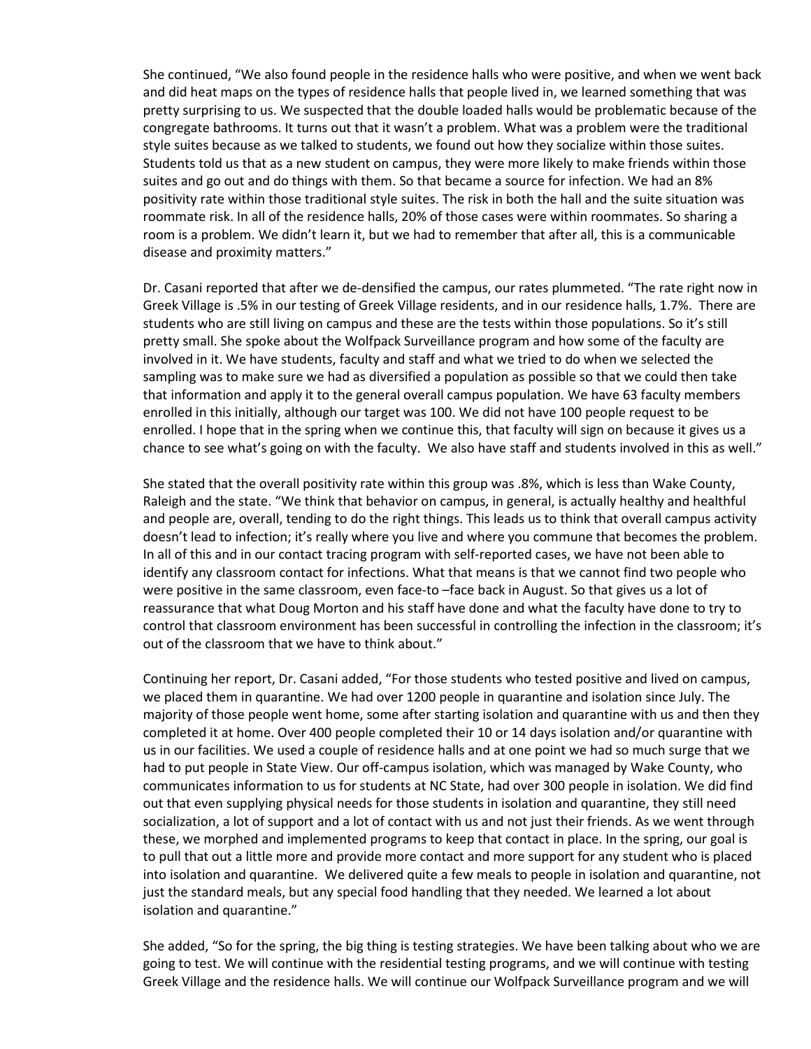She continued, "We also found people in the residence halls who were positive, and when we went back and did heat maps on the types of residence halls that people lived in, we learned something that was pretty surprising to us. We suspected that the double loaded halls would be problematic because of the congregate bathrooms. It turns out that it wasn't a problem. What was a problem were the traditional style suites because as we talked to students, we found out how they socialize within those suites. Students told us that as a new student on campus, they were more likely to make friends within those suites and go out and do things with them. So that became a source for infection. We had an 8% positivity rate within those traditional style suites. The risk in both the hall and the suite situation was roommate risk. In all of the residence halls, 20% of those cases were within roommates. So sharing a room is a problem. We didn't learn it, but we had to remember that after all, this is a communicable disease and proximity matters."

Dr. Casani reported that after we de-densified the campus, our rates plummeted. "The rate right now in Greek Village is .5% in our testing of Greek Village residents, and in our residence halls, 1.7%. There are students who are still living on campus and these are the tests within those populations. So it's still pretty small. She spoke about the Wolfpack Surveillance program and how some of the faculty are involved in it. We have students, faculty and staff and what we tried to do when we selected the sampling was to make sure we had as diversified a population as possible so that we could then take that information and apply it to the general overall campus population. We have 63 faculty members enrolled in this initially, although our target was 100. We did not have 100 people request to be enrolled. I hope that in the spring when we continue this, that faculty will sign on because it gives us a chance to see what's going on with the faculty. We also have staff and students involved in this as well."

She stated that the overall positivity rate within this group was .8%, which is less than Wake County, Raleigh and the state. "We think that behavior on campus, in general, is actually healthy and healthful and people are, overall, tending to do the right things. This leads us to think that overall campus activity doesn't lead to infection; it's really where you live and where you commune that becomes the problem. In all of this and in our contact tracing program with self-reported cases, we have not been able to identify any classroom contact for infections. What that means is that we cannot find two people who were positive in the same classroom, even face-to –face back in August. So that gives us a lot of reassurance that what Doug Morton and his staff have done and what the faculty have done to try to control that classroom environment has been successful in controlling the infection in the classroom; it's out of the classroom that we have to think about."

Continuing her report, Dr. Casani added, "For those students who tested positive and lived on campus, we placed them in quarantine. We had over 1200 people in quarantine and isolation since July. The majority of those people went home, some after starting isolation and quarantine with us and then they completed it at home. Over 400 people completed their 10 or 14 days isolation and/or quarantine with us in our facilities. We used a couple of residence halls and at one point we had so much surge that we had to put people in State View. Our off-campus isolation, which was managed by Wake County, who communicates information to us for students at NC State, had over 300 people in isolation. We did find out that even supplying physical needs for those students in isolation and quarantine, they still need socialization, a lot of support and a lot of contact with us and not just their friends. As we went through these, we morphed and implemented programs to keep that contact in place. In the spring, our goal is to pull that out a little more and provide more contact and more support for any student who is placed into isolation and quarantine. We delivered quite a few meals to people in isolation and quarantine, not just the standard meals, but any special food handling that they needed. We learned a lot about isolation and quarantine."

She added, "So for the spring, the big thing is testing strategies. We have been talking about who we are going to test. We will continue with the residential testing programs, and we will continue with testing Greek Village and the residence halls. We will continue our Wolfpack Surveillance program and we will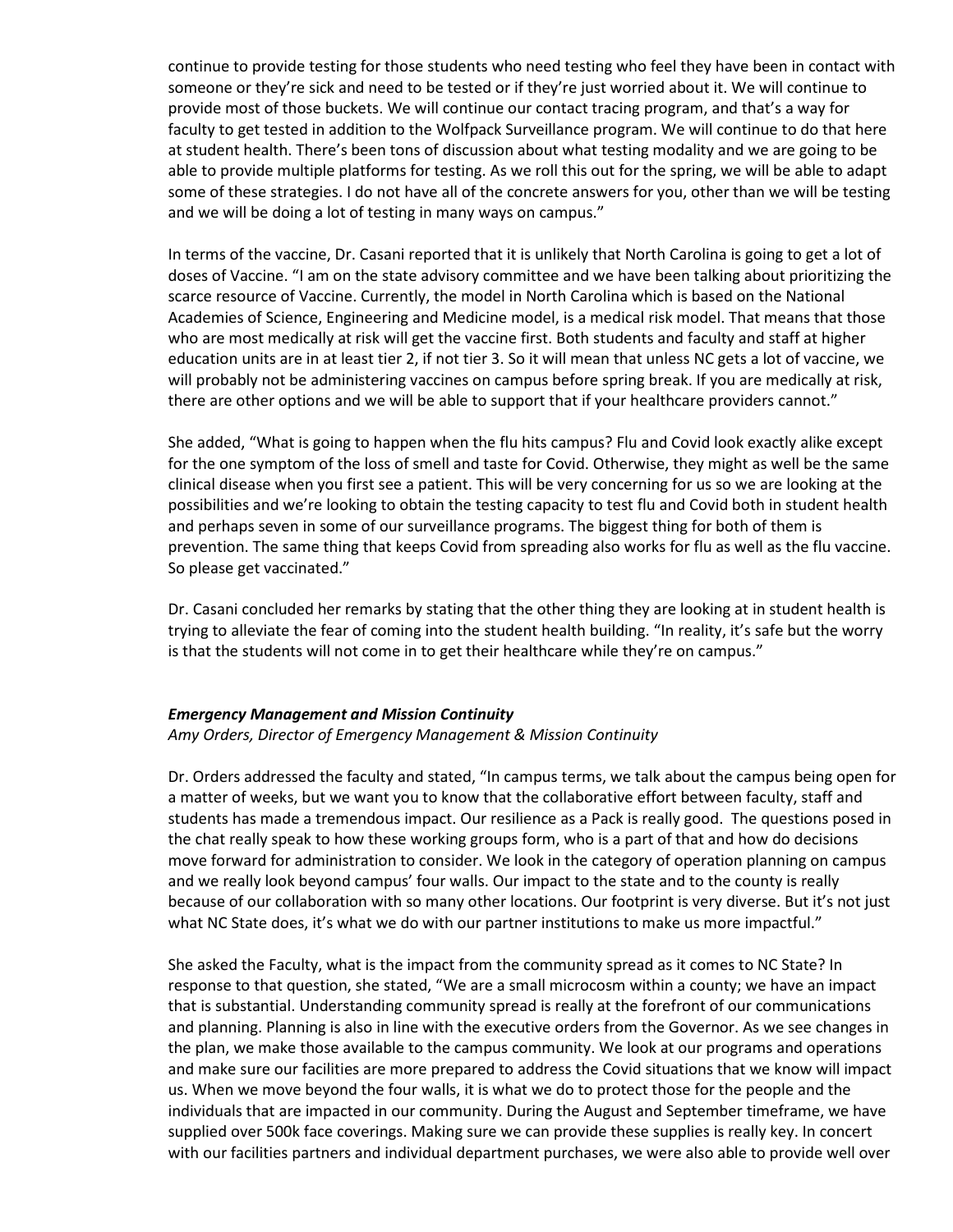continue to provide testing for those students who need testing who feel they have been in contact with someone or they're sick and need to be tested or if they're just worried about it. We will continue to provide most of those buckets. We will continue our contact tracing program, and that's a way for faculty to get tested in addition to the Wolfpack Surveillance program. We will continue to do that here at student health. There's been tons of discussion about what testing modality and we are going to be able to provide multiple platforms for testing. As we roll this out for the spring, we will be able to adapt some of these strategies. I do not have all of the concrete answers for you, other than we will be testing and we will be doing a lot of testing in many ways on campus."

In terms of the vaccine, Dr. Casani reported that it is unlikely that North Carolina is going to get a lot of doses of Vaccine. "I am on the state advisory committee and we have been talking about prioritizing the scarce resource of Vaccine. Currently, the model in North Carolina which is based on the National Academies of Science, Engineering and Medicine model, is a medical risk model. That means that those who are most medically at risk will get the vaccine first. Both students and faculty and staff at higher education units are in at least tier 2, if not tier 3. So it will mean that unless NC gets a lot of vaccine, we will probably not be administering vaccines on campus before spring break. If you are medically at risk, there are other options and we will be able to support that if your healthcare providers cannot."

She added, "What is going to happen when the flu hits campus? Flu and Covid look exactly alike except for the one symptom of the loss of smell and taste for Covid. Otherwise, they might as well be the same clinical disease when you first see a patient. This will be very concerning for us so we are looking at the possibilities and we're looking to obtain the testing capacity to test flu and Covid both in student health and perhaps seven in some of our surveillance programs. The biggest thing for both of them is prevention. The same thing that keeps Covid from spreading also works for flu as well as the flu vaccine. So please get vaccinated."

Dr. Casani concluded her remarks by stating that the other thing they are looking at in student health is trying to alleviate the fear of coming into the student health building. "In reality, it's safe but the worry is that the students will not come in to get their healthcare while they're on campus."

***Emergency Management and Mission Continuity***

*Amy Orders, Director of Emergency Management & Mission Continuity*

Dr. Orders addressed the faculty and stated, "In campus terms, we talk about the campus being open for a matter of weeks, but we want you to know that the collaborative effort between faculty, staff and students has made a tremendous impact. Our resilience as a Pack is really good. The questions posed in the chat really speak to how these working groups form, who is a part of that and how do decisions move forward for administration to consider. We look in the category of operation planning on campus and we really look beyond campus' four walls. Our impact to the state and to the county is really because of our collaboration with so many other locations. Our footprint is very diverse. But it's not just what NC State does, it's what we do with our partner institutions to make us more impactful."

She asked the Faculty, what is the impact from the community spread as it comes to NC State? In response to that question, she stated, "We are a small microcosm within a county; we have an impact that is substantial. Understanding community spread is really at the forefront of our communications and planning. Planning is also in line with the executive orders from the Governor. As we see changes in the plan, we make those available to the campus community. We look at our programs and operations and make sure our facilities are more prepared to address the Covid situations that we know will impact us. When we move beyond the four walls, it is what we do to protect those for the people and the individuals that are impacted in our community. During the August and September timeframe, we have supplied over 500k face coverings. Making sure we can provide these supplies is really key. In concert with our facilities partners and individual department purchases, we were also able to provide well over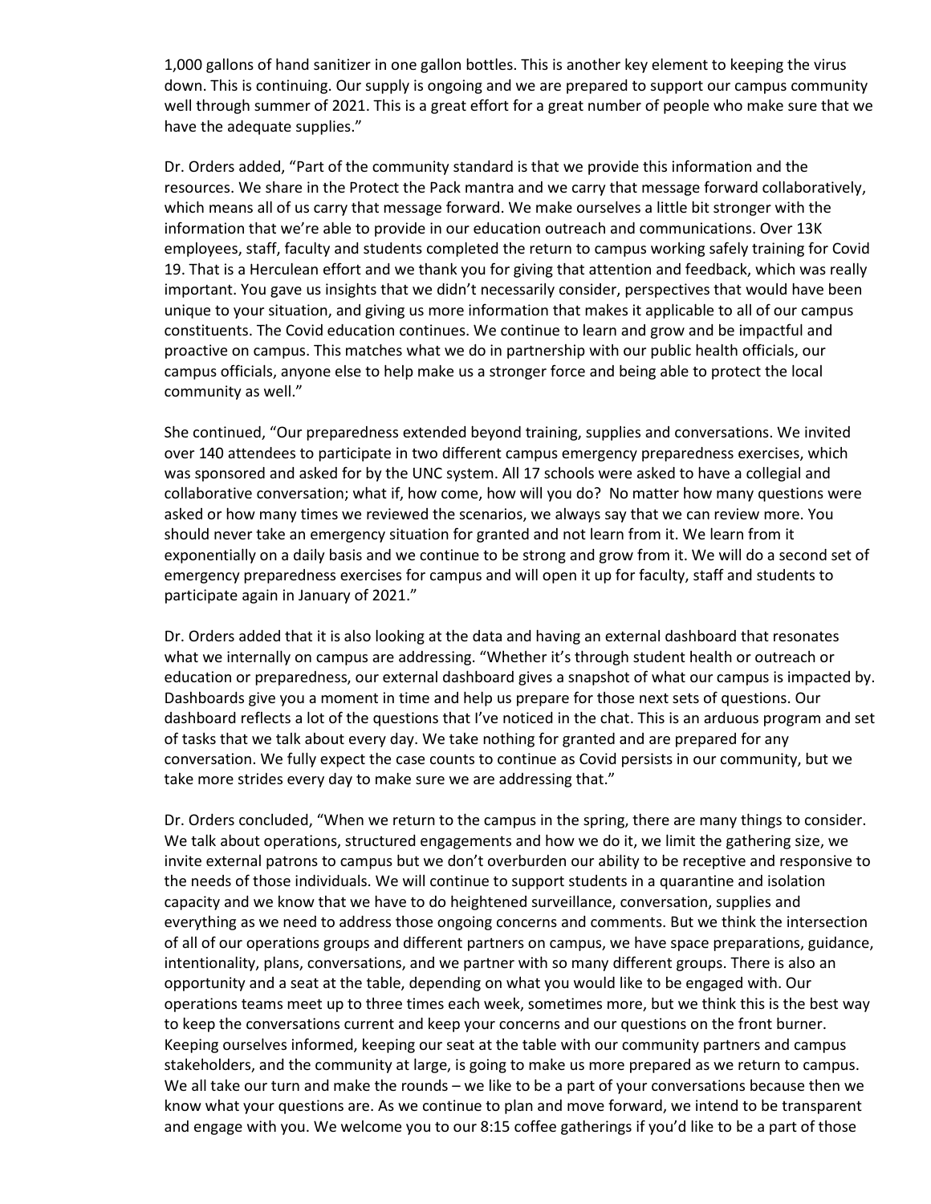1,000 gallons of hand sanitizer in one gallon bottles. This is another key element to keeping the virus down. This is continuing. Our supply is ongoing and we are prepared to support our campus community well through summer of 2021. This is a great effort for a great number of people who make sure that we have the adequate supplies."

Dr. Orders added, "Part of the community standard is that we provide this information and the resources. We share in the Protect the Pack mantra and we carry that message forward collaboratively, which means all of us carry that message forward. We make ourselves a little bit stronger with the information that we're able to provide in our education outreach and communications. Over 13K employees, staff, faculty and students completed the return to campus working safely training for Covid 19. That is a Herculean effort and we thank you for giving that attention and feedback, which was really important. You gave us insights that we didn't necessarily consider, perspectives that would have been unique to your situation, and giving us more information that makes it applicable to all of our campus constituents. The Covid education continues. We continue to learn and grow and be impactful and proactive on campus. This matches what we do in partnership with our public health officials, our campus officials, anyone else to help make us a stronger force and being able to protect the local community as well."

She continued, "Our preparedness extended beyond training, supplies and conversations. We invited over 140 attendees to participate in two different campus emergency preparedness exercises, which was sponsored and asked for by the UNC system. All 17 schools were asked to have a collegial and collaborative conversation; what if, how come, how will you do? No matter how many questions were asked or how many times we reviewed the scenarios, we always say that we can review more. You should never take an emergency situation for granted and not learn from it. We learn from it exponentially on a daily basis and we continue to be strong and grow from it. We will do a second set of emergency preparedness exercises for campus and will open it up for faculty, staff and students to participate again in January of 2021."

Dr. Orders added that it is also looking at the data and having an external dashboard that resonates what we internally on campus are addressing. "Whether it's through student health or outreach or education or preparedness, our external dashboard gives a snapshot of what our campus is impacted by. Dashboards give you a moment in time and help us prepare for those next sets of questions. Our dashboard reflects a lot of the questions that I've noticed in the chat. This is an arduous program and set of tasks that we talk about every day. We take nothing for granted and are prepared for any conversation. We fully expect the case counts to continue as Covid persists in our community, but we take more strides every day to make sure we are addressing that."

Dr. Orders concluded, "When we return to the campus in the spring, there are many things to consider. We talk about operations, structured engagements and how we do it, we limit the gathering size, we invite external patrons to campus but we don't overburden our ability to be receptive and responsive to the needs of those individuals. We will continue to support students in a quarantine and isolation capacity and we know that we have to do heightened surveillance, conversation, supplies and everything as we need to address those ongoing concerns and comments. But we think the intersection of all of our operations groups and different partners on campus, we have space preparations, guidance, intentionality, plans, conversations, and we partner with so many different groups. There is also an opportunity and a seat at the table, depending on what you would like to be engaged with. Our operations teams meet up to three times each week, sometimes more, but we think this is the best way to keep the conversations current and keep your concerns and our questions on the front burner. Keeping ourselves informed, keeping our seat at the table with our community partners and campus stakeholders, and the community at large, is going to make us more prepared as we return to campus. We all take our turn and make the rounds – we like to be a part of your conversations because then we know what your questions are. As we continue to plan and move forward, we intend to be transparent and engage with you. We welcome you to our 8:15 coffee gatherings if you'd like to be a part of those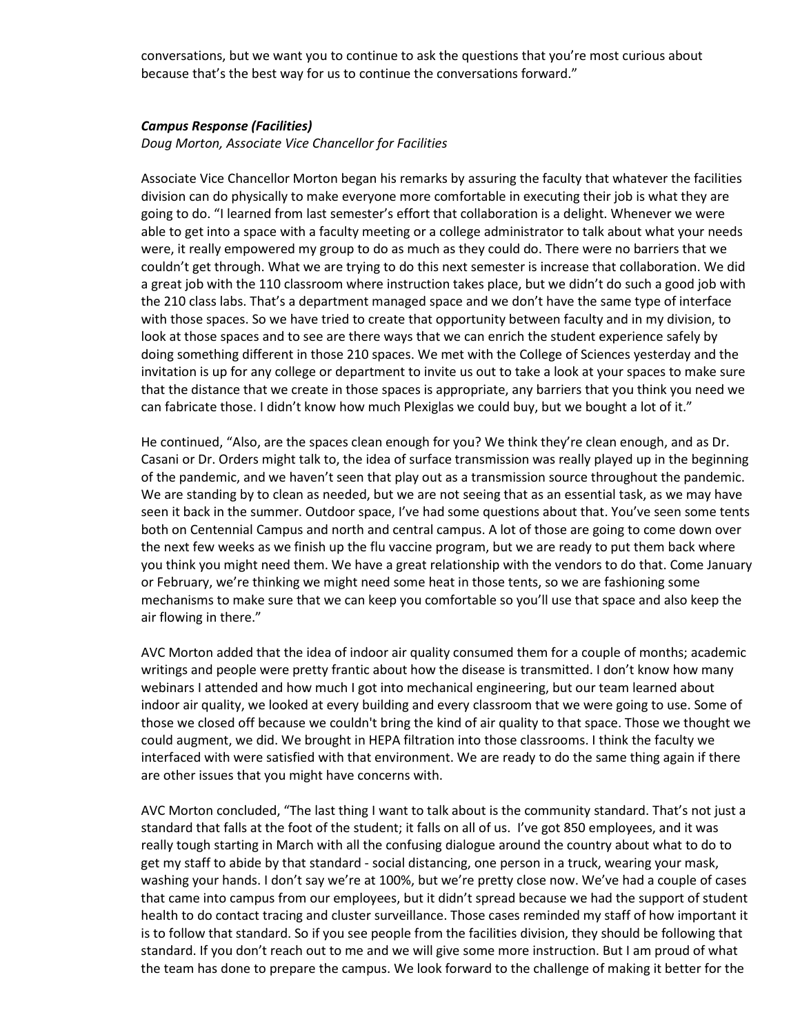conversations, but we want you to continue to ask the questions that you're most curious about because that's the best way for us to continue the conversations forward."

***Campus Response (Facilities)***

*Doug Morton, Associate Vice Chancellor for Facilities*

Associate Vice Chancellor Morton began his remarks by assuring the faculty that whatever the facilities division can do physically to make everyone more comfortable in executing their job is what they are going to do. "I learned from last semester's effort that collaboration is a delight. Whenever we were able to get into a space with a faculty meeting or a college administrator to talk about what your needs were, it really empowered my group to do as much as they could do. There were no barriers that we couldn't get through. What we are trying to do this next semester is increase that collaboration. We did a great job with the 110 classroom where instruction takes place, but we didn't do such a good job with the 210 class labs. That's a department managed space and we don't have the same type of interface with those spaces. So we have tried to create that opportunity between faculty and in my division, to look at those spaces and to see are there ways that we can enrich the student experience safely by doing something different in those 210 spaces. We met with the College of Sciences yesterday and the invitation is up for any college or department to invite us out to take a look at your spaces to make sure that the distance that we create in those spaces is appropriate, any barriers that you think you need we can fabricate those. I didn't know how much Plexiglas we could buy, but we bought a lot of it."

He continued, "Also, are the spaces clean enough for you? We think they're clean enough, and as Dr. Casani or Dr. Orders might talk to, the idea of surface transmission was really played up in the beginning of the pandemic, and we haven't seen that play out as a transmission source throughout the pandemic. We are standing by to clean as needed, but we are not seeing that as an essential task, as we may have seen it back in the summer. Outdoor space, I've had some questions about that. You've seen some tents both on Centennial Campus and north and central campus. A lot of those are going to come down over the next few weeks as we finish up the flu vaccine program, but we are ready to put them back where you think you might need them. We have a great relationship with the vendors to do that. Come January or February, we're thinking we might need some heat in those tents, so we are fashioning some mechanisms to make sure that we can keep you comfortable so you'll use that space and also keep the air flowing in there."

AVC Morton added that the idea of indoor air quality consumed them for a couple of months; academic writings and people were pretty frantic about how the disease is transmitted. I don't know how many webinars I attended and how much I got into mechanical engineering, but our team learned about indoor air quality, we looked at every building and every classroom that we were going to use. Some of those we closed off because we couldn't bring the kind of air quality to that space. Those we thought we could augment, we did. We brought in HEPA filtration into those classrooms. I think the faculty we interfaced with were satisfied with that environment. We are ready to do the same thing again if there are other issues that you might have concerns with.

AVC Morton concluded, "The last thing I want to talk about is the community standard. That's not just a standard that falls at the foot of the student; it falls on all of us. I've got 850 employees, and it was really tough starting in March with all the confusing dialogue around the country about what to do to get my staff to abide by that standard - social distancing, one person in a truck, wearing your mask, washing your hands. I don't say we're at 100%, but we're pretty close now. We've had a couple of cases that came into campus from our employees, but it didn't spread because we had the support of student health to do contact tracing and cluster surveillance. Those cases reminded my staff of how important it is to follow that standard. So if you see people from the facilities division, they should be following that standard. If you don't reach out to me and we will give some more instruction. But I am proud of what the team has done to prepare the campus. We look forward to the challenge of making it better for the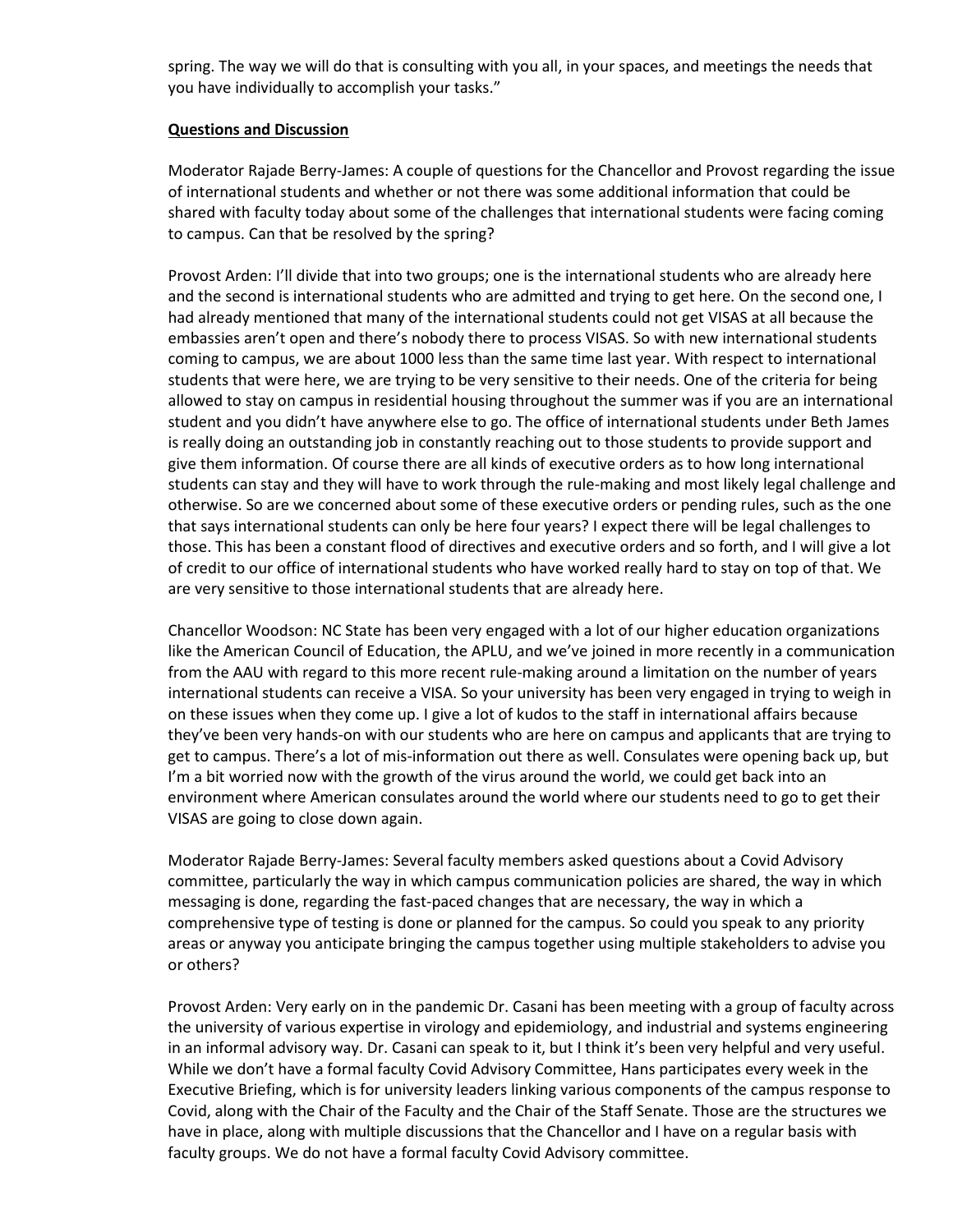spring. The way we will do that is consulting with you all, in your spaces, and meetings the needs that you have individually to accomplish your tasks."

**Questions and Discussion**

Moderator Rajade Berry-James: A couple of questions for the Chancellor and Provost regarding the issue of international students and whether or not there was some additional information that could be shared with faculty today about some of the challenges that international students were facing coming to campus. Can that be resolved by the spring?

Provost Arden: I'll divide that into two groups; one is the international students who are already here and the second is international students who are admitted and trying to get here. On the second one, I had already mentioned that many of the international students could not get VISAS at all because the embassies aren't open and there's nobody there to process VISAS. So with new international students coming to campus, we are about 1000 less than the same time last year. With respect to international students that were here, we are trying to be very sensitive to their needs. One of the criteria for being allowed to stay on campus in residential housing throughout the summer was if you are an international student and you didn't have anywhere else to go. The office of international students under Beth James is really doing an outstanding job in constantly reaching out to those students to provide support and give them information. Of course there are all kinds of executive orders as to how long international students can stay and they will have to work through the rule-making and most likely legal challenge and otherwise. So are we concerned about some of these executive orders or pending rules, such as the one that says international students can only be here four years? I expect there will be legal challenges to those. This has been a constant flood of directives and executive orders and so forth, and I will give a lot of credit to our office of international students who have worked really hard to stay on top of that. We are very sensitive to those international students that are already here.

Chancellor Woodson: NC State has been very engaged with a lot of our higher education organizations like the American Council of Education, the APLU, and we've joined in more recently in a communication from the AAU with regard to this more recent rule-making around a limitation on the number of years international students can receive a VISA. So your university has been very engaged in trying to weigh in on these issues when they come up. I give a lot of kudos to the staff in international affairs because they've been very hands-on with our students who are here on campus and applicants that are trying to get to campus. There's a lot of mis-information out there as well. Consulates were opening back up, but I'm a bit worried now with the growth of the virus around the world, we could get back into an environment where American consulates around the world where our students need to go to get their VISAS are going to close down again.

Moderator Rajade Berry-James: Several faculty members asked questions about a Covid Advisory committee, particularly the way in which campus communication policies are shared, the way in which messaging is done, regarding the fast-paced changes that are necessary, the way in which a comprehensive type of testing is done or planned for the campus. So could you speak to any priority areas or anyway you anticipate bringing the campus together using multiple stakeholders to advise you or others?

Provost Arden: Very early on in the pandemic Dr. Casani has been meeting with a group of faculty across the university of various expertise in virology and epidemiology, and industrial and systems engineering in an informal advisory way. Dr. Casani can speak to it, but I think it's been very helpful and very useful. While we don't have a formal faculty Covid Advisory Committee, Hans participates every week in the Executive Briefing, which is for university leaders linking various components of the campus response to Covid, along with the Chair of the Faculty and the Chair of the Staff Senate. Those are the structures we have in place, along with multiple discussions that the Chancellor and I have on a regular basis with faculty groups. We do not have a formal faculty Covid Advisory committee.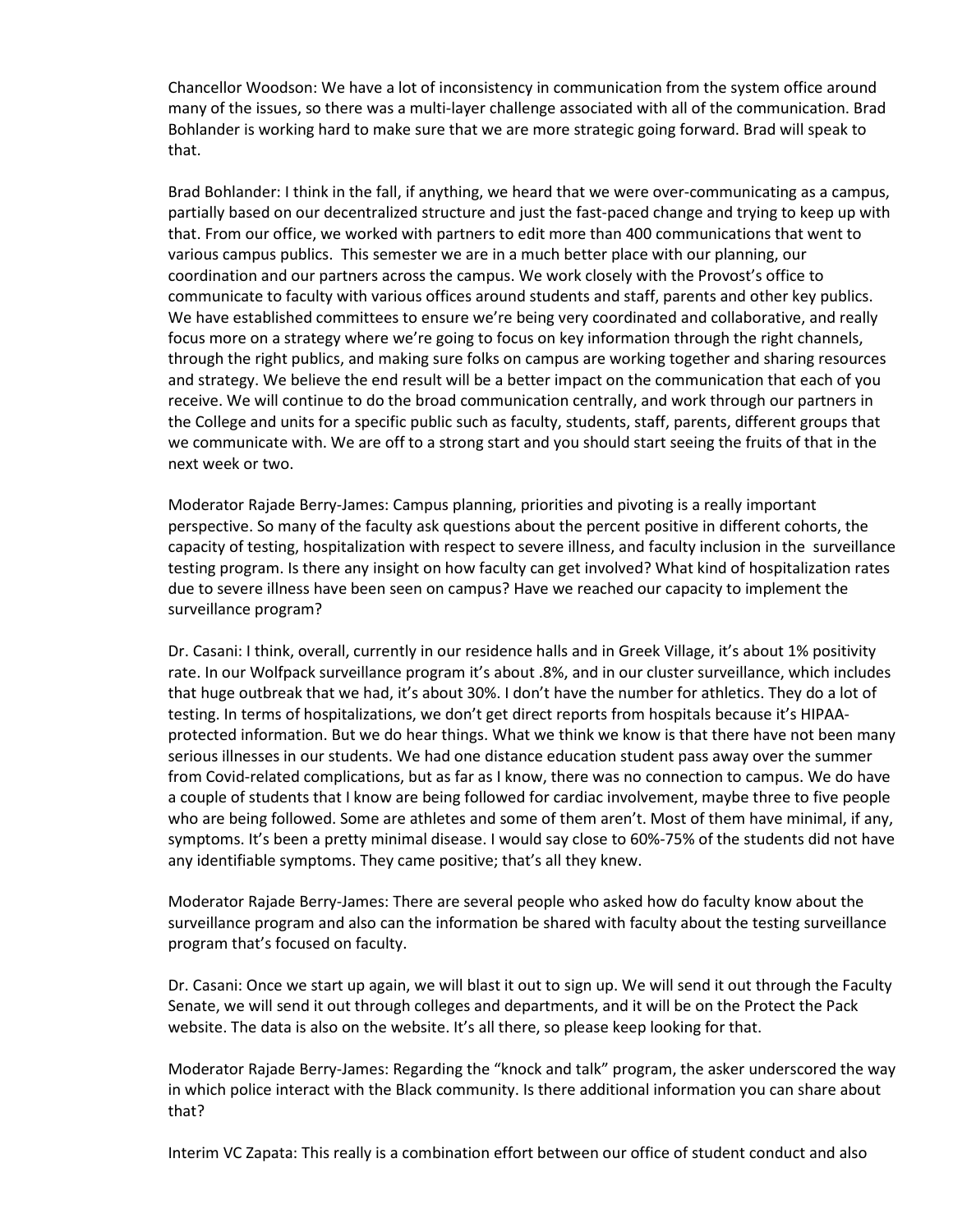Chancellor Woodson: We have a lot of inconsistency in communication from the system office around many of the issues, so there was a multi-layer challenge associated with all of the communication. Brad Bohlander is working hard to make sure that we are more strategic going forward. Brad will speak to that.

Brad Bohlander: I think in the fall, if anything, we heard that we were over-communicating as a campus, partially based on our decentralized structure and just the fast-paced change and trying to keep up with that. From our office, we worked with partners to edit more than 400 communications that went to various campus publics. This semester we are in a much better place with our planning, our coordination and our partners across the campus. We work closely with the Provost's office to communicate to faculty with various offices around students and staff, parents and other key publics. We have established committees to ensure we're being very coordinated and collaborative, and really focus more on a strategy where we're going to focus on key information through the right channels, through the right publics, and making sure folks on campus are working together and sharing resources and strategy. We believe the end result will be a better impact on the communication that each of you receive. We will continue to do the broad communication centrally, and work through our partners in the College and units for a specific public such as faculty, students, staff, parents, different groups that we communicate with. We are off to a strong start and you should start seeing the fruits of that in the next week or two.

Moderator Rajade Berry-James: Campus planning, priorities and pivoting is a really important perspective. So many of the faculty ask questions about the percent positive in different cohorts, the capacity of testing, hospitalization with respect to severe illness, and faculty inclusion in the surveillance testing program. Is there any insight on how faculty can get involved? What kind of hospitalization rates due to severe illness have been seen on campus? Have we reached our capacity to implement the surveillance program?

Dr. Casani: I think, overall, currently in our residence halls and in Greek Village, it's about 1% positivity rate. In our Wolfpack surveillance program it's about .8%, and in our cluster surveillance, which includes that huge outbreak that we had, it's about 30%. I don't have the number for athletics. They do a lot of testing. In terms of hospitalizations, we don't get direct reports from hospitals because it's HIPAA-protected information. But we do hear things. What we think we know is that there have not been many serious illnesses in our students. We had one distance education student pass away over the summer from Covid-related complications, but as far as I know, there was no connection to campus. We do have a couple of students that I know are being followed for cardiac involvement, maybe three to five people who are being followed. Some are athletes and some of them aren't. Most of them have minimal, if any, symptoms. It's been a pretty minimal disease. I would say close to 60%-75% of the students did not have any identifiable symptoms. They came positive; that's all they knew.

Moderator Rajade Berry-James: There are several people who asked how do faculty know about the surveillance program and also can the information be shared with faculty about the testing surveillance program that's focused on faculty.

Dr. Casani: Once we start up again, we will blast it out to sign up. We will send it out through the Faculty Senate, we will send it out through colleges and departments, and it will be on the Protect the Pack website. The data is also on the website. It's all there, so please keep looking for that.

Moderator Rajade Berry-James: Regarding the "knock and talk" program, the asker underscored the way in which police interact with the Black community. Is there additional information you can share about that?

Interim VC Zapata: This really is a combination effort between our office of student conduct and also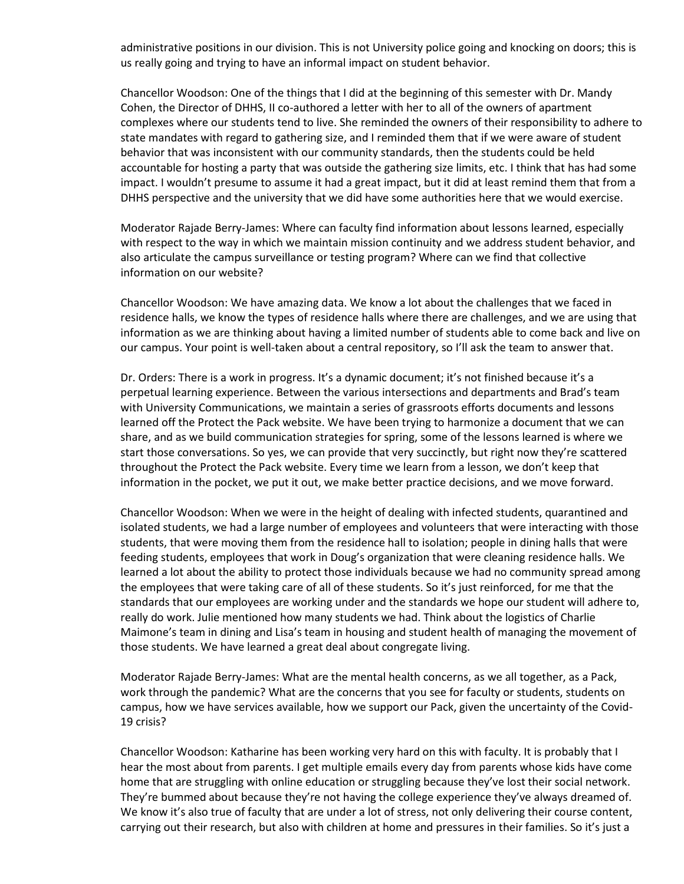administrative positions in our division. This is not University police going and knocking on doors; this is us really going and trying to have an informal impact on student behavior.

Chancellor Woodson: One of the things that I did at the beginning of this semester with Dr. Mandy Cohen, the Director of DHHS, II co-authored a letter with her to all of the owners of apartment complexes where our students tend to live. She reminded the owners of their responsibility to adhere to state mandates with regard to gathering size, and I reminded them that if we were aware of student behavior that was inconsistent with our community standards, then the students could be held accountable for hosting a party that was outside the gathering size limits, etc. I think that has had some impact. I wouldn't presume to assume it had a great impact, but it did at least remind them that from a DHHS perspective and the university that we did have some authorities here that we would exercise.

Moderator Rajade Berry-James: Where can faculty find information about lessons learned, especially with respect to the way in which we maintain mission continuity and we address student behavior, and also articulate the campus surveillance or testing program? Where can we find that collective information on our website?

Chancellor Woodson: We have amazing data. We know a lot about the challenges that we faced in residence halls, we know the types of residence halls where there are challenges, and we are using that information as we are thinking about having a limited number of students able to come back and live on our campus. Your point is well-taken about a central repository, so I'll ask the team to answer that.

Dr. Orders: There is a work in progress. It's a dynamic document; it's not finished because it's a perpetual learning experience. Between the various intersections and departments and Brad's team with University Communications, we maintain a series of grassroots efforts documents and lessons learned off the Protect the Pack website. We have been trying to harmonize a document that we can share, and as we build communication strategies for spring, some of the lessons learned is where we start those conversations. So yes, we can provide that very succinctly, but right now they're scattered throughout the Protect the Pack website. Every time we learn from a lesson, we don't keep that information in the pocket, we put it out, we make better practice decisions, and we move forward.

Chancellor Woodson: When we were in the height of dealing with infected students, quarantined and isolated students, we had a large number of employees and volunteers that were interacting with those students, that were moving them from the residence hall to isolation; people in dining halls that were feeding students, employees that work in Doug's organization that were cleaning residence halls. We learned a lot about the ability to protect those individuals because we had no community spread among the employees that were taking care of all of these students. So it's just reinforced, for me that the standards that our employees are working under and the standards we hope our student will adhere to, really do work. Julie mentioned how many students we had. Think about the logistics of Charlie Maimone's team in dining and Lisa's team in housing and student health of managing the movement of those students. We have learned a great deal about congregate living.

Moderator Rajade Berry-James: What are the mental health concerns, as we all together, as a Pack, work through the pandemic? What are the concerns that you see for faculty or students, students on campus, how we have services available, how we support our Pack, given the uncertainty of the Covid-19 crisis?

Chancellor Woodson: Katharine has been working very hard on this with faculty. It is probably that I hear the most about from parents. I get multiple emails every day from parents whose kids have come home that are struggling with online education or struggling because they've lost their social network. They're bummed about because they're not having the college experience they've always dreamed of. We know it's also true of faculty that are under a lot of stress, not only delivering their course content, carrying out their research, but also with children at home and pressures in their families. So it's just a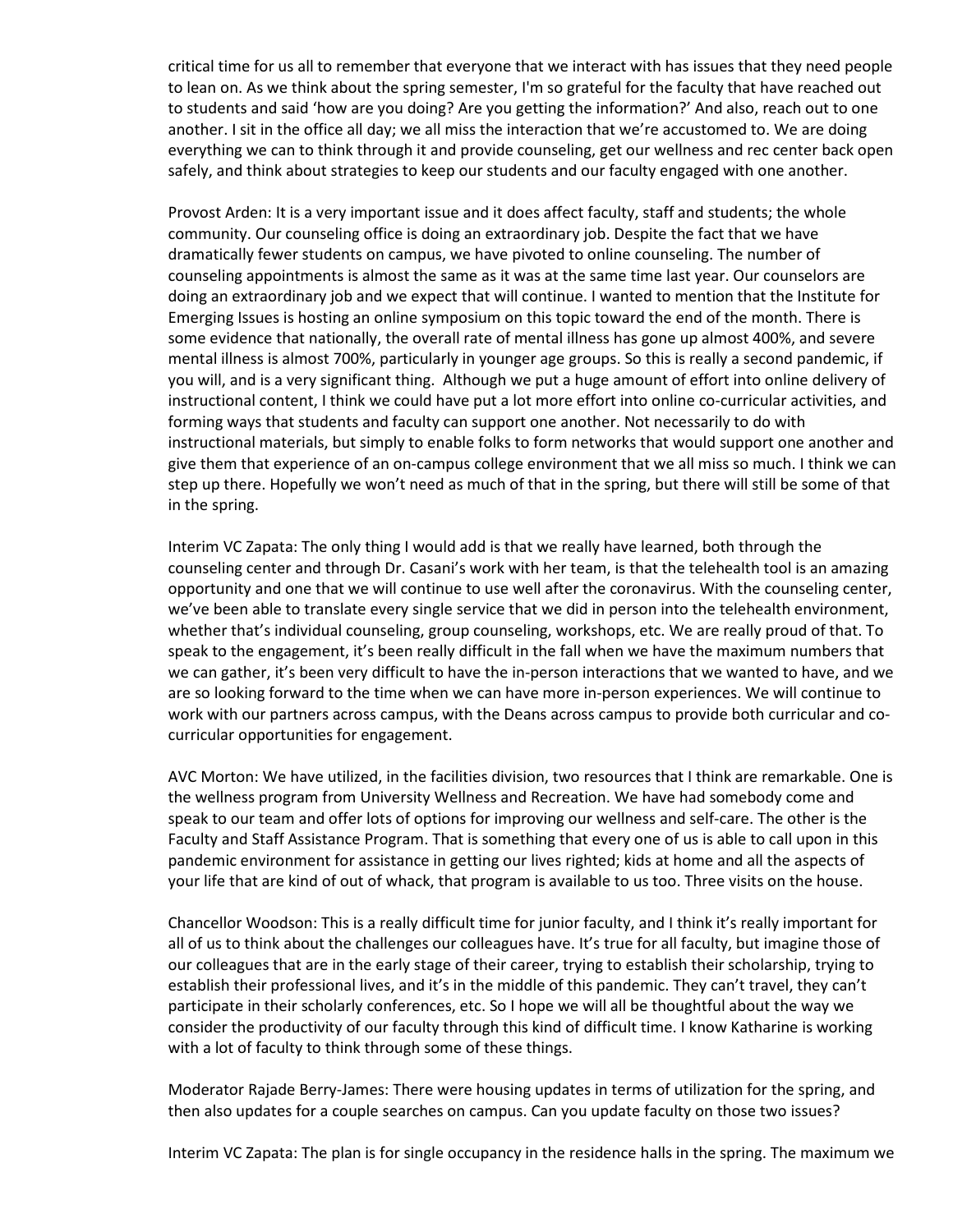critical time for us all to remember that everyone that we interact with has issues that they need people to lean on. As we think about the spring semester, I'm so grateful for the faculty that have reached out to students and said 'how are you doing? Are you getting the information?' And also, reach out to one another. I sit in the office all day; we all miss the interaction that we're accustomed to. We are doing everything we can to think through it and provide counseling, get our wellness and rec center back open safely, and think about strategies to keep our students and our faculty engaged with one another.

Provost Arden: It is a very important issue and it does affect faculty, staff and students; the whole community. Our counseling office is doing an extraordinary job. Despite the fact that we have dramatically fewer students on campus, we have pivoted to online counseling. The number of counseling appointments is almost the same as it was at the same time last year. Our counselors are doing an extraordinary job and we expect that will continue. I wanted to mention that the Institute for Emerging Issues is hosting an online symposium on this topic toward the end of the month. There is some evidence that nationally, the overall rate of mental illness has gone up almost 400%, and severe mental illness is almost 700%, particularly in younger age groups. So this is really a second pandemic, if you will, and is a very significant thing. Although we put a huge amount of effort into online delivery of instructional content, I think we could have put a lot more effort into online co-curricular activities, and forming ways that students and faculty can support one another. Not necessarily to do with instructional materials, but simply to enable folks to form networks that would support one another and give them that experience of an on-campus college environment that we all miss so much. I think we can step up there. Hopefully we won't need as much of that in the spring, but there will still be some of that in the spring.

Interim VC Zapata: The only thing I would add is that we really have learned, both through the counseling center and through Dr. Casani's work with her team, is that the telehealth tool is an amazing opportunity and one that we will continue to use well after the coronavirus. With the counseling center, we've been able to translate every single service that we did in person into the telehealth environment, whether that's individual counseling, group counseling, workshops, etc. We are really proud of that. To speak to the engagement, it's been really difficult in the fall when we have the maximum numbers that we can gather, it's been very difficult to have the in-person interactions that we wanted to have, and we are so looking forward to the time when we can have more in-person experiences. We will continue to work with our partners across campus, with the Deans across campus to provide both curricular and co-curricular opportunities for engagement.

AVC Morton: We have utilized, in the facilities division, two resources that I think are remarkable. One is the wellness program from University Wellness and Recreation. We have had somebody come and speak to our team and offer lots of options for improving our wellness and self-care. The other is the Faculty and Staff Assistance Program. That is something that every one of us is able to call upon in this pandemic environment for assistance in getting our lives righted; kids at home and all the aspects of your life that are kind of out of whack, that program is available to us too. Three visits on the house.

Chancellor Woodson: This is a really difficult time for junior faculty, and I think it's really important for all of us to think about the challenges our colleagues have. It's true for all faculty, but imagine those of our colleagues that are in the early stage of their career, trying to establish their scholarship, trying to establish their professional lives, and it's in the middle of this pandemic. They can't travel, they can't participate in their scholarly conferences, etc. So I hope we will all be thoughtful about the way we consider the productivity of our faculty through this kind of difficult time. I know Katharine is working with a lot of faculty to think through some of these things.

Moderator Rajade Berry-James: There were housing updates in terms of utilization for the spring, and then also updates for a couple searches on campus. Can you update faculty on those two issues?

Interim VC Zapata: The plan is for single occupancy in the residence halls in the spring. The maximum we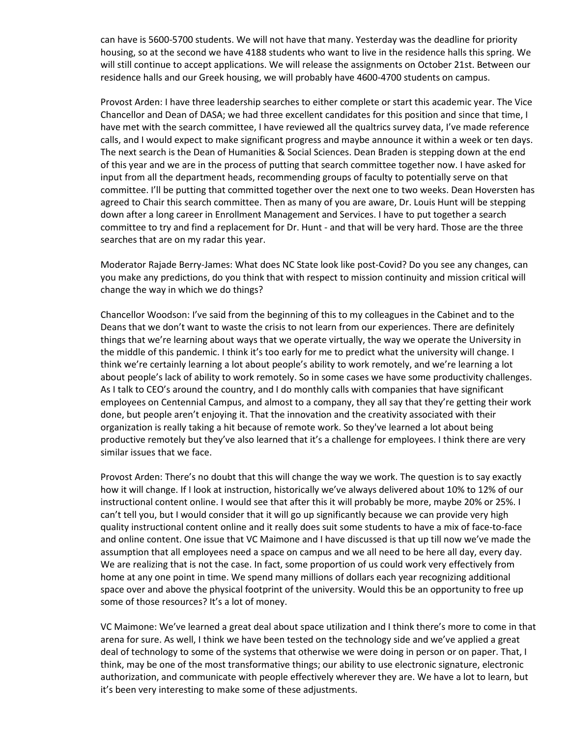can have is 5600-5700 students. We will not have that many. Yesterday was the deadline for priority housing, so at the second we have 4188 students who want to live in the residence halls this spring. We will still continue to accept applications. We will release the assignments on October 21st. Between our residence halls and our Greek housing, we will probably have 4600-4700 students on campus.

Provost Arden: I have three leadership searches to either complete or start this academic year. The Vice Chancellor and Dean of DASA; we had three excellent candidates for this position and since that time, I have met with the search committee, I have reviewed all the qualtrics survey data, I've made reference calls, and I would expect to make significant progress and maybe announce it within a week or ten days. The next search is the Dean of Humanities & Social Sciences. Dean Braden is stepping down at the end of this year and we are in the process of putting that search committee together now. I have asked for input from all the department heads, recommending groups of faculty to potentially serve on that committee. I'll be putting that committed together over the next one to two weeks. Dean Hoversten has agreed to Chair this search committee. Then as many of you are aware, Dr. Louis Hunt will be stepping down after a long career in Enrollment Management and Services. I have to put together a search committee to try and find a replacement for Dr. Hunt - and that will be very hard. Those are the three searches that are on my radar this year.

Moderator Rajade Berry-James: What does NC State look like post-Covid? Do you see any changes, can you make any predictions, do you think that with respect to mission continuity and mission critical will change the way in which we do things?

Chancellor Woodson: I've said from the beginning of this to my colleagues in the Cabinet and to the Deans that we don't want to waste the crisis to not learn from our experiences. There are definitely things that we're learning about ways that we operate virtually, the way we operate the University in the middle of this pandemic. I think it's too early for me to predict what the university will change. I think we're certainly learning a lot about people's ability to work remotely, and we're learning a lot about people's lack of ability to work remotely. So in some cases we have some productivity challenges. As I talk to CEO's around the country, and I do monthly calls with companies that have significant employees on Centennial Campus, and almost to a company, they all say that they're getting their work done, but people aren't enjoying it. That the innovation and the creativity associated with their organization is really taking a hit because of remote work. So they've learned a lot about being productive remotely but they've also learned that it's a challenge for employees. I think there are very similar issues that we face.

Provost Arden: There's no doubt that this will change the way we work. The question is to say exactly how it will change. If I look at instruction, historically we've always delivered about 10% to 12% of our instructional content online. I would see that after this it will probably be more, maybe 20% or 25%. I can't tell you, but I would consider that it will go up significantly because we can provide very high quality instructional content online and it really does suit some students to have a mix of face-to-face and online content. One issue that VC Maimone and I have discussed is that up till now we've made the assumption that all employees need a space on campus and we all need to be here all day, every day. We are realizing that is not the case. In fact, some proportion of us could work very effectively from home at any one point in time. We spend many millions of dollars each year recognizing additional space over and above the physical footprint of the university. Would this be an opportunity to free up some of those resources? It's a lot of money.

VC Maimone: We've learned a great deal about space utilization and I think there's more to come in that arena for sure. As well, I think we have been tested on the technology side and we've applied a great deal of technology to some of the systems that otherwise we were doing in person or on paper. That, I think, may be one of the most transformative things; our ability to use electronic signature, electronic authorization, and communicate with people effectively wherever they are. We have a lot to learn, but it's been very interesting to make some of these adjustments.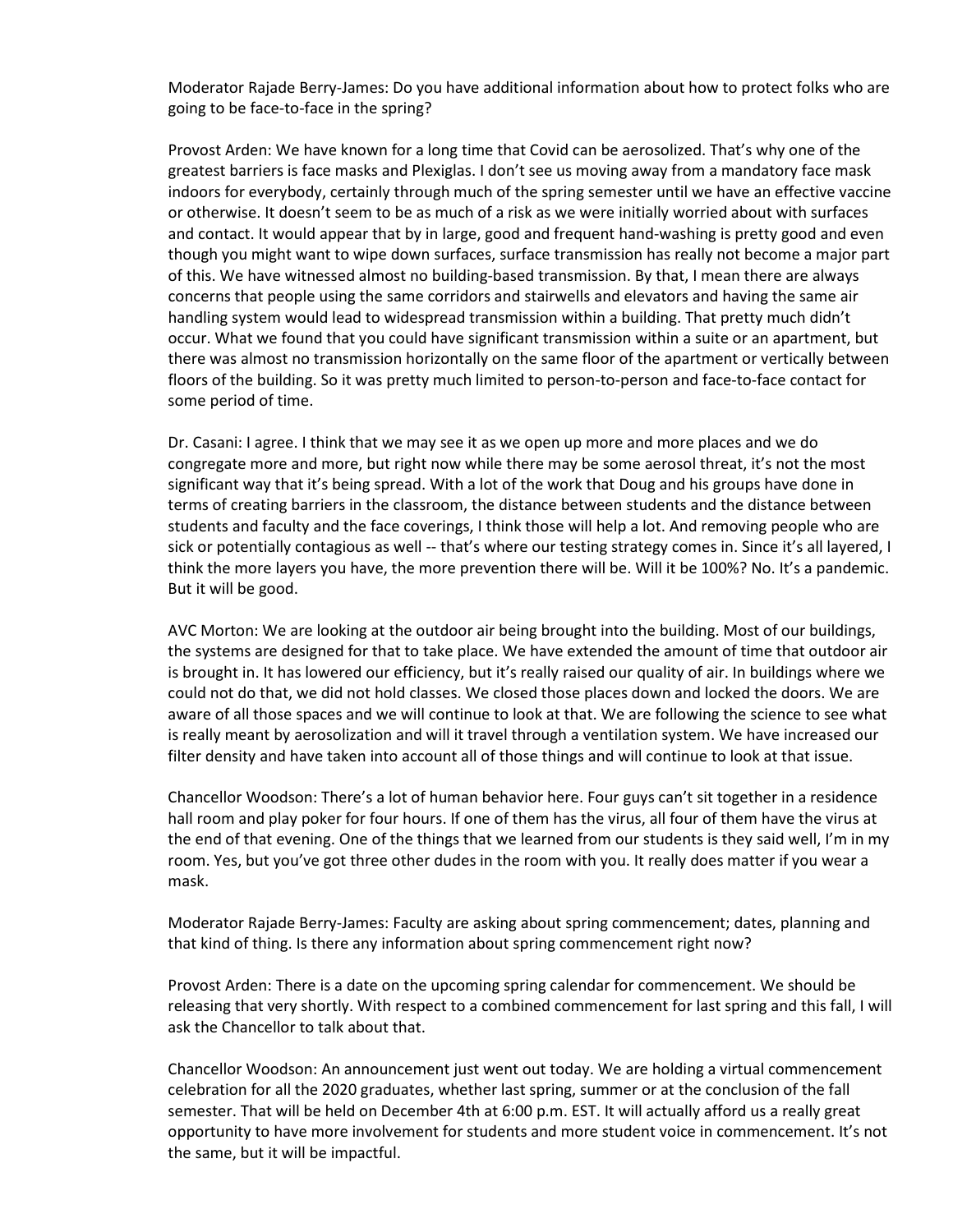Moderator Rajade Berry-James: Do you have additional information about how to protect folks who are going to be face-to-face in the spring?

Provost Arden: We have known for a long time that Covid can be aerosolized. That's why one of the greatest barriers is face masks and Plexiglas. I don't see us moving away from a mandatory face mask indoors for everybody, certainly through much of the spring semester until we have an effective vaccine or otherwise. It doesn't seem to be as much of a risk as we were initially worried about with surfaces and contact. It would appear that by in large, good and frequent hand-washing is pretty good and even though you might want to wipe down surfaces, surface transmission has really not become a major part of this. We have witnessed almost no building-based transmission. By that, I mean there are always concerns that people using the same corridors and stairwells and elevators and having the same air handling system would lead to widespread transmission within a building. That pretty much didn't occur. What we found that you could have significant transmission within a suite or an apartment, but there was almost no transmission horizontally on the same floor of the apartment or vertically between floors of the building. So it was pretty much limited to person-to-person and face-to-face contact for some period of time.

Dr. Casani: I agree. I think that we may see it as we open up more and more places and we do congregate more and more, but right now while there may be some aerosol threat, it's not the most significant way that it's being spread. With a lot of the work that Doug and his groups have done in terms of creating barriers in the classroom, the distance between students and the distance between students and faculty and the face coverings, I think those will help a lot. And removing people who are sick or potentially contagious as well -- that's where our testing strategy comes in. Since it's all layered, I think the more layers you have, the more prevention there will be. Will it be 100%? No. It's a pandemic. But it will be good.

AVC Morton: We are looking at the outdoor air being brought into the building. Most of our buildings, the systems are designed for that to take place. We have extended the amount of time that outdoor air is brought in. It has lowered our efficiency, but it's really raised our quality of air. In buildings where we could not do that, we did not hold classes. We closed those places down and locked the doors. We are aware of all those spaces and we will continue to look at that. We are following the science to see what is really meant by aerosolization and will it travel through a ventilation system. We have increased our filter density and have taken into account all of those things and will continue to look at that issue.

Chancellor Woodson: There's a lot of human behavior here. Four guys can't sit together in a residence hall room and play poker for four hours. If one of them has the virus, all four of them have the virus at the end of that evening. One of the things that we learned from our students is they said well, I'm in my room. Yes, but you've got three other dudes in the room with you. It really does matter if you wear a mask.

Moderator Rajade Berry-James: Faculty are asking about spring commencement; dates, planning and that kind of thing. Is there any information about spring commencement right now?

Provost Arden: There is a date on the upcoming spring calendar for commencement. We should be releasing that very shortly. With respect to a combined commencement for last spring and this fall, I will ask the Chancellor to talk about that.

Chancellor Woodson: An announcement just went out today. We are holding a virtual commencement celebration for all the 2020 graduates, whether last spring, summer or at the conclusion of the fall semester. That will be held on December 4th at 6:00 p.m. EST. It will actually afford us a really great opportunity to have more involvement for students and more student voice in commencement. It's not the same, but it will be impactful.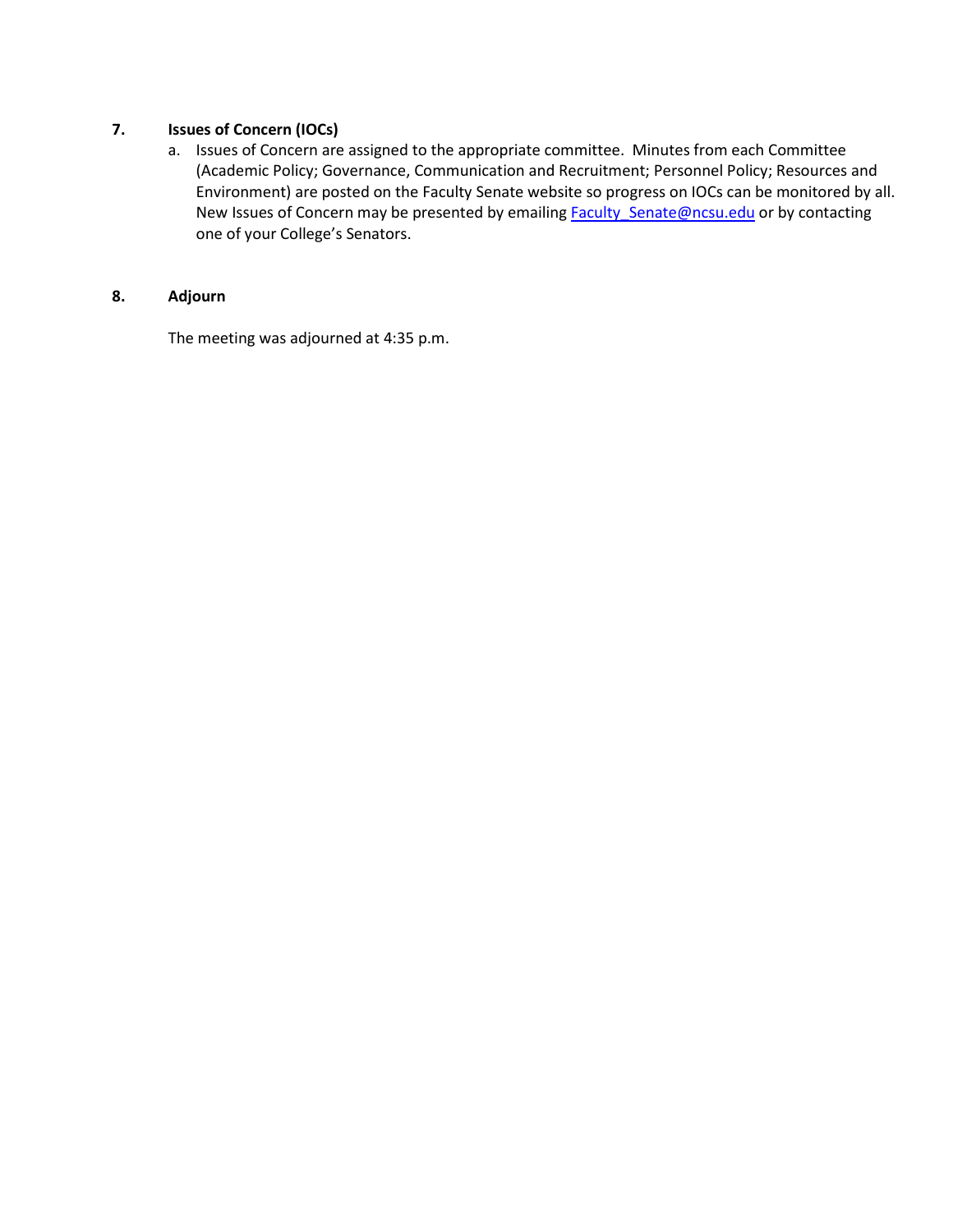**7. Issues of Concern (IOCs)**

a. Issues of Concern are assigned to the appropriate committee. Minutes from each Committee (Academic Policy; Governance, Communication and Recruitment; Personnel Policy; Resources and Environment) are posted on the Faculty Senate website so progress on IOCs can be monitored by all. New Issues of Concern may be presented by emailing Faculty_Senate@ncsu.edu or by contacting one of your College's Senators.

**8. Adjourn**

The meeting was adjourned at 4:35 p.m.